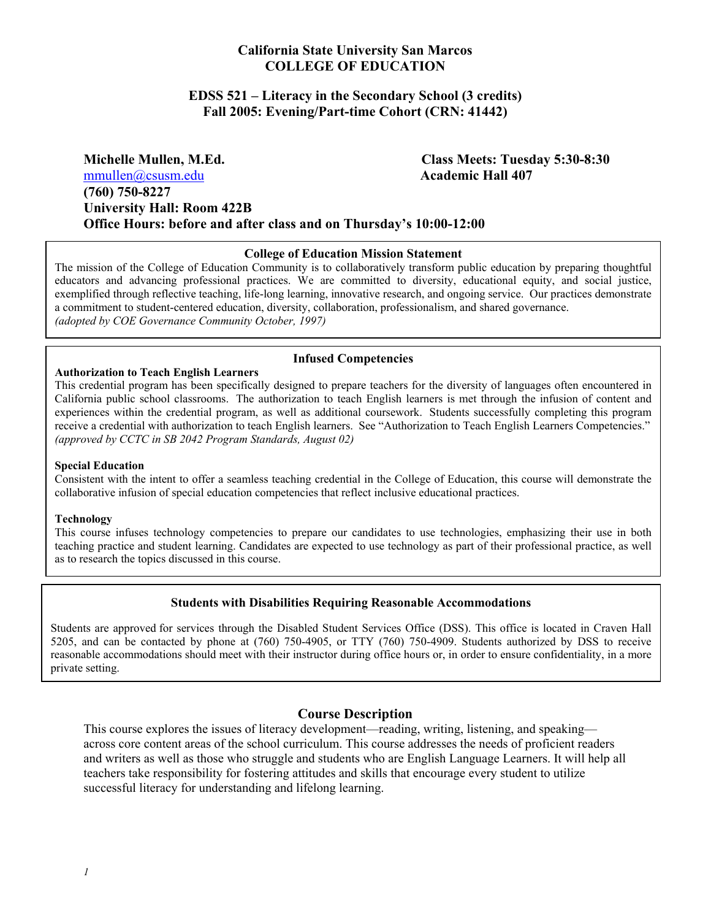# California State University San Marcos
# COLLEGE OF EDUCATION

## EDSS 521 – Literacy in the Secondary School (3 credits)
## Fall 2005: Evening/Part-time Cohort (CRN: 41442)

**Michelle Mullen, M.Ed.**
mmullen@csusm.edu
**(760) 750-8227**
**University Hall: Room 422B**
**Office Hours: before and after class and on Thursday's 10:00-12:00**

**Class Meets: Tuesday 5:30-8:30**
**Academic Hall 407**

### College of Education Mission Statement

The mission of the College of Education Community is to collaboratively transform public education by preparing thoughtful educators and advancing professional practices. We are committed to diversity, educational equity, and social justice, exemplified through reflective teaching, life-long learning, innovative research, and ongoing service. Our practices demonstrate a commitment to student-centered education, diversity, collaboration, professionalism, and shared governance.
*(adopted by COE Governance Community October, 1997)*

### Infused Competencies

**Authorization to Teach English Learners**
This credential program has been specifically designed to prepare teachers for the diversity of languages often encountered in California public school classrooms. The authorization to teach English learners is met through the infusion of content and experiences within the credential program, as well as additional coursework. Students successfully completing this program receive a credential with authorization to teach English learners. See "Authorization to Teach English Learners Competencies."
*(approved by CCTC in SB 2042 Program Standards, August 02)*

**Special Education**
Consistent with the intent to offer a seamless teaching credential in the College of Education, this course will demonstrate the collaborative infusion of special education competencies that reflect inclusive educational practices.

**Technology**
This course infuses technology competencies to prepare our candidates to use technologies, emphasizing their use in both teaching practice and student learning. Candidates are expected to use technology as part of their professional practice, as well as to research the topics discussed in this course.

### Students with Disabilities Requiring Reasonable Accommodations

Students are approved for services through the Disabled Student Services Office (DSS). This office is located in Craven Hall 5205, and can be contacted by phone at (760) 750-4905, or TTY (760) 750-4909. Students authorized by DSS to receive reasonable accommodations should meet with their instructor during office hours or, in order to ensure confidentiality, in a more private setting.

## Course Description

This course explores the issues of literacy development—reading, writing, listening, and speaking—across core content areas of the school curriculum. This course addresses the needs of proficient readers and writers as well as those who struggle and students who are English Language Learners. It will help all teachers take responsibility for fostering attitudes and skills that encourage every student to utilize successful literacy for understanding and lifelong learning.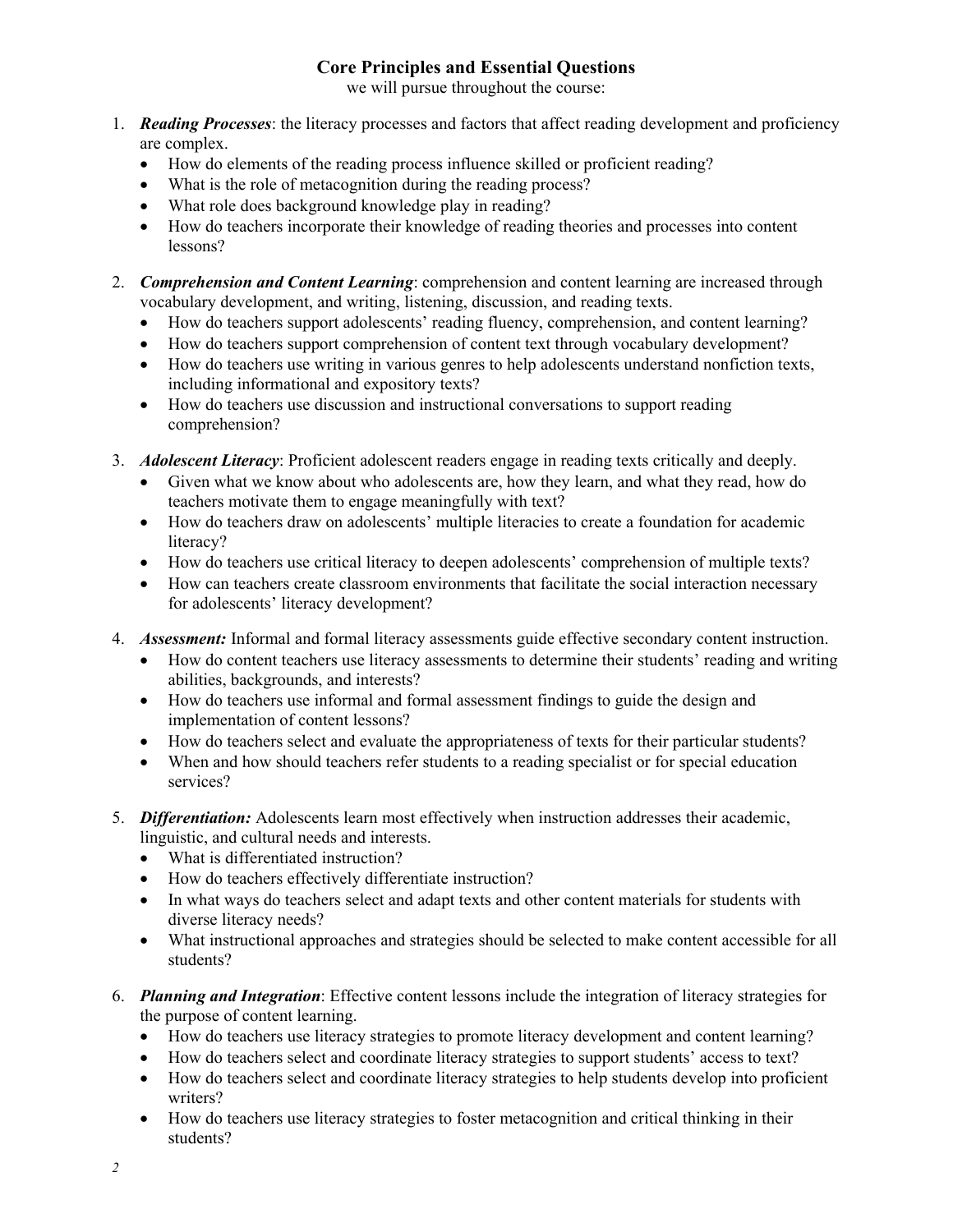## Core Principles and Essential Questions

we will pursue throughout the course:

1. ***Reading Processes***: the literacy processes and factors that affect reading development and proficiency are complex.
   - How do elements of the reading process influence skilled or proficient reading?
   - What is the role of metacognition during the reading process?
   - What role does background knowledge play in reading?
   - How do teachers incorporate their knowledge of reading theories and processes into content lessons?

2. ***Comprehension and Content Learning***: comprehension and content learning are increased through vocabulary development, and writing, listening, discussion, and reading texts.
   - How do teachers support adolescents' reading fluency, comprehension, and content learning?
   - How do teachers support comprehension of content text through vocabulary development?
   - How do teachers use writing in various genres to help adolescents understand nonfiction texts, including informational and expository texts?
   - How do teachers use discussion and instructional conversations to support reading comprehension?

3. ***Adolescent Literacy***: Proficient adolescent readers engage in reading texts critically and deeply.
   - Given what we know about who adolescents are, how they learn, and what they read, how do teachers motivate them to engage meaningfully with text?
   - How do teachers draw on adolescents' multiple literacies to create a foundation for academic literacy?
   - How do teachers use critical literacy to deepen adolescents' comprehension of multiple texts?
   - How can teachers create classroom environments that facilitate the social interaction necessary for adolescents' literacy development?

4. ***Assessment:*** Informal and formal literacy assessments guide effective secondary content instruction.
   - How do content teachers use literacy assessments to determine their students' reading and writing abilities, backgrounds, and interests?
   - How do teachers use informal and formal assessment findings to guide the design and implementation of content lessons?
   - How do teachers select and evaluate the appropriateness of texts for their particular students?
   - When and how should teachers refer students to a reading specialist or for special education services?

5. ***Differentiation:*** Adolescents learn most effectively when instruction addresses their academic, linguistic, and cultural needs and interests.
   - What is differentiated instruction?
   - How do teachers effectively differentiate instruction?
   - In what ways do teachers select and adapt texts and other content materials for students with diverse literacy needs?
   - What instructional approaches and strategies should be selected to make content accessible for all students?

6. ***Planning and Integration***: Effective content lessons include the integration of literacy strategies for the purpose of content learning.
   - How do teachers use literacy strategies to promote literacy development and content learning?
   - How do teachers select and coordinate literacy strategies to support students' access to text?
   - How do teachers select and coordinate literacy strategies to help students develop into proficient writers?
   - How do teachers use literacy strategies to foster metacognition and critical thinking in their students?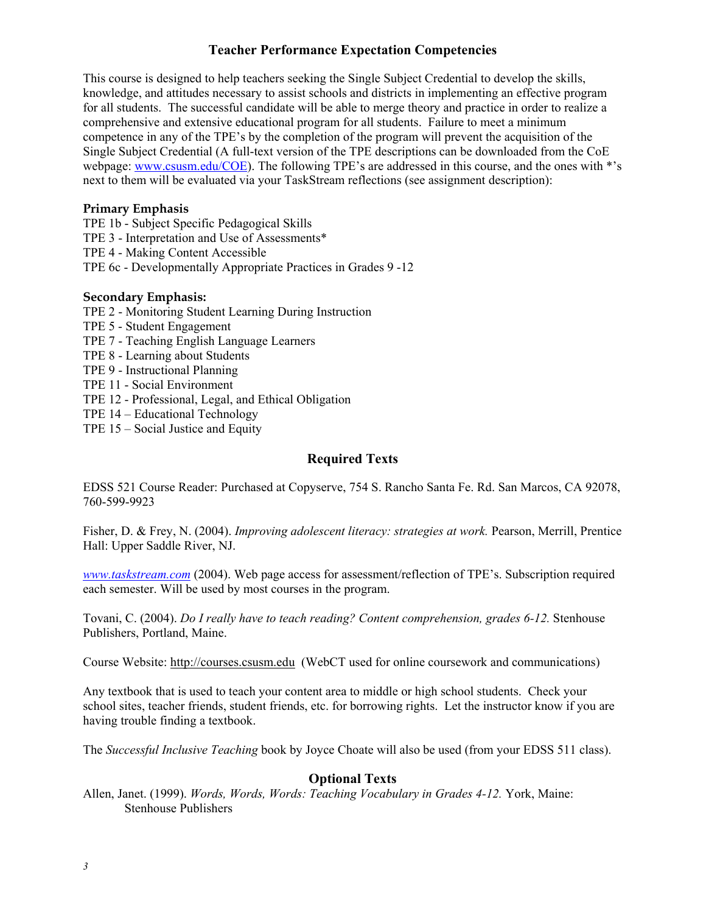## Teacher Performance Expectation Competencies

This course is designed to help teachers seeking the Single Subject Credential to develop the skills, knowledge, and attitudes necessary to assist schools and districts in implementing an effective program for all students. The successful candidate will be able to merge theory and practice in order to realize a comprehensive and extensive educational program for all students. Failure to meet a minimum competence in any of the TPE's by the completion of the program will prevent the acquisition of the Single Subject Credential (A full-text version of the TPE descriptions can be downloaded from the CoE webpage: [www.csusm.edu/COE](www.csusm.edu/COE)). The following TPE's are addressed in this course, and the ones with *'s next to them will be evaluated via your TaskStream reflections (see assignment description):

**Primary Emphasis**

TPE 1b - Subject Specific Pedagogical Skills
TPE 3 - Interpretation and Use of Assessments*
TPE 4 - Making Content Accessible
TPE 6c - Developmentally Appropriate Practices in Grades 9 -12

**Secondary Emphasis:**

TPE 2 - Monitoring Student Learning During Instruction
TPE 5 - Student Engagement
TPE 7 - Teaching English Language Learners
TPE 8 - Learning about Students
TPE 9 - Instructional Planning
TPE 11 - Social Environment
TPE 12 - Professional, Legal, and Ethical Obligation
TPE 14 – Educational Technology
TPE 15 – Social Justice and Equity

## Required Texts

EDSS 521 Course Reader: Purchased at Copyserve, 754 S. Rancho Santa Fe. Rd. San Marcos, CA 92078, 760-599-9923

Fisher, D. & Frey, N. (2004). *Improving adolescent literacy: strategies at work.* Pearson, Merrill, Prentice Hall: Upper Saddle River, NJ.

*[www.taskstream.com](www.taskstream.com)* (2004). Web page access for assessment/reflection of TPE's. Subscription required each semester. Will be used by most courses in the program.

Tovani, C. (2004). *Do I really have to teach reading? Content comprehension, grades 6-12.* Stenhouse Publishers, Portland, Maine.

Course Website: http://courses.csusm.edu (WebCT used for online coursework and communications)

Any textbook that is used to teach your content area to middle or high school students. Check your school sites, teacher friends, student friends, etc. for borrowing rights. Let the instructor know if you are having trouble finding a textbook.

The *Successful Inclusive Teaching* book by Joyce Choate will also be used (from your EDSS 511 class).

## Optional Texts

Allen, Janet. (1999). *Words, Words, Words: Teaching Vocabulary in Grades 4-12.* York, Maine: Stenhouse Publishers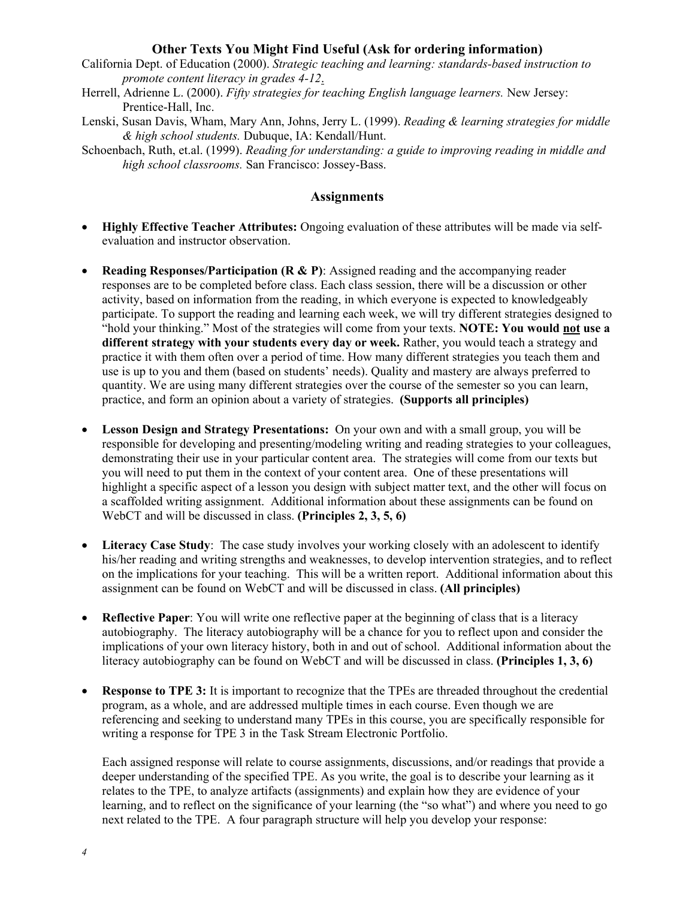### Other Texts You Might Find Useful (Ask for ordering information)

California Dept. of Education (2000). *Strategic teaching and learning: standards-based instruction to promote content literacy in grades 4-12*.

Herrell, Adrienne L. (2000). *Fifty strategies for teaching English language learners.* New Jersey: Prentice-Hall, Inc.

Lenski, Susan Davis, Wham, Mary Ann, Johns, Jerry L. (1999). *Reading & learning strategies for middle & high school students.* Dubuque, IA: Kendall/Hunt.

Schoenbach, Ruth, et.al. (1999). *Reading for understanding: a guide to improving reading in middle and high school classrooms.* San Francisco: Jossey-Bass.

## Assignments

- **Highly Effective Teacher Attributes:** Ongoing evaluation of these attributes will be made via self-evaluation and instructor observation.

- **Reading Responses/Participation (R & P)**: Assigned reading and the accompanying reader responses are to be completed before class. Each class session, there will be a discussion or other activity, based on information from the reading, in which everyone is expected to knowledgeably participate. To support the reading and learning each week, we will try different strategies designed to "hold your thinking." Most of the strategies will come from your texts. **NOTE: You would <u>not</u> use a different strategy with your students every day or week.** Rather, you would teach a strategy and practice it with them often over a period of time. How many different strategies you teach them and use is up to you and them (based on students' needs). Quality and mastery are always preferred to quantity. We are using many different strategies over the course of the semester so you can learn, practice, and form an opinion about a variety of strategies. **(Supports all principles)**

- **Lesson Design and Strategy Presentations:** On your own and with a small group, you will be responsible for developing and presenting/modeling writing and reading strategies to your colleagues, demonstrating their use in your particular content area. The strategies will come from our texts but you will need to put them in the context of your content area. One of these presentations will highlight a specific aspect of a lesson you design with subject matter text, and the other will focus on a scaffolded writing assignment. Additional information about these assignments can be found on WebCT and will be discussed in class. **(Principles 2, 3, 5, 6)**

- **Literacy Case Study**: The case study involves your working closely with an adolescent to identify his/her reading and writing strengths and weaknesses, to develop intervention strategies, and to reflect on the implications for your teaching. This will be a written report. Additional information about this assignment can be found on WebCT and will be discussed in class. **(All principles)**

- **Reflective Paper**: You will write one reflective paper at the beginning of class that is a literacy autobiography. The literacy autobiography will be a chance for you to reflect upon and consider the implications of your own literacy history, both in and out of school. Additional information about the literacy autobiography can be found on WebCT and will be discussed in class. **(Principles 1, 3, 6)**

- **Response to TPE 3:** It is important to recognize that the TPEs are threaded throughout the credential program, as a whole, and are addressed multiple times in each course. Even though we are referencing and seeking to understand many TPEs in this course, you are specifically responsible for writing a response for TPE 3 in the Task Stream Electronic Portfolio.

  Each assigned response will relate to course assignments, discussions, and/or readings that provide a deeper understanding of the specified TPE. As you write, the goal is to describe your learning as it relates to the TPE, to analyze artifacts (assignments) and explain how they are evidence of your learning, and to reflect on the significance of your learning (the "so what") and where you need to go next related to the TPE. A four paragraph structure will help you develop your response: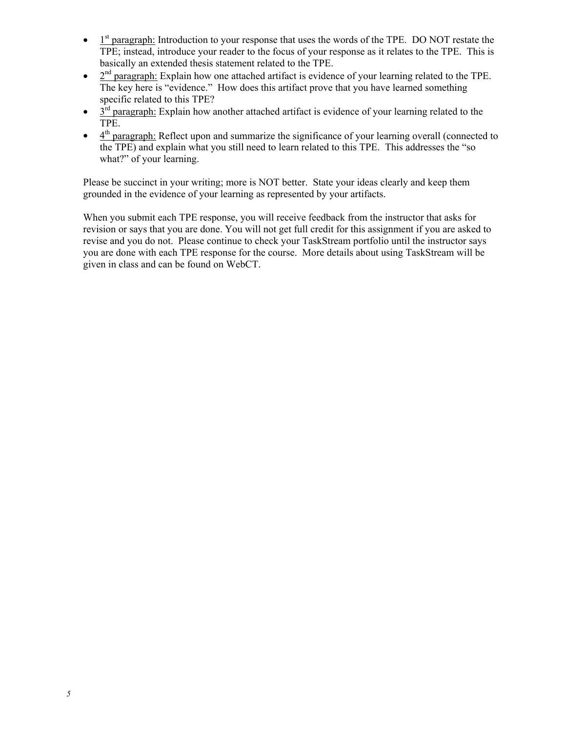- <u>1st paragraph:</u> Introduction to your response that uses the words of the TPE. DO NOT restate the TPE; instead, introduce your reader to the focus of your response as it relates to the TPE. This is basically an extended thesis statement related to the TPE.
- <u>2nd paragraph:</u> Explain how one attached artifact is evidence of your learning related to the TPE. The key here is "evidence." How does this artifact prove that you have learned something specific related to this TPE?
- <u>3rd paragraph:</u> Explain how another attached artifact is evidence of your learning related to the TPE.
- <u>4th paragraph:</u> Reflect upon and summarize the significance of your learning overall (connected to the TPE) and explain what you still need to learn related to this TPE. This addresses the "so what?" of your learning.

Please be succinct in your writing; more is NOT better. State your ideas clearly and keep them grounded in the evidence of your learning as represented by your artifacts.

When you submit each TPE response, you will receive feedback from the instructor that asks for revision or says that you are done. You will not get full credit for this assignment if you are asked to revise and you do not. Please continue to check your TaskStream portfolio until the instructor says you are done with each TPE response for the course. More details about using TaskStream will be given in class and can be found on WebCT.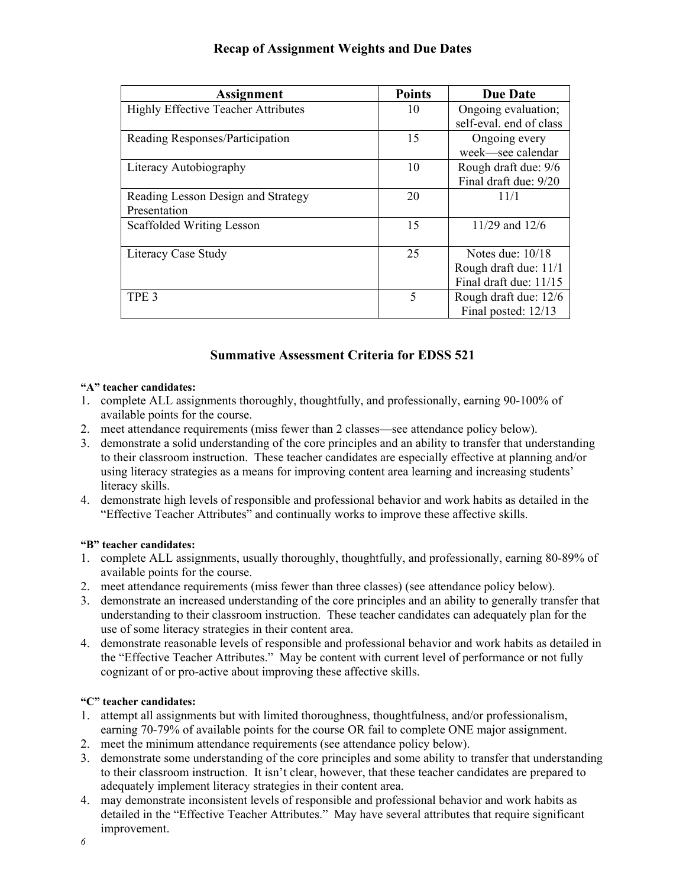## Recap of Assignment Weights and Due Dates

| Assignment | Points | Due Date |
|---|---|---|
| Highly Effective Teacher Attributes | 10 | Ongoing evaluation; self-eval. end of class |
| Reading Responses/Participation | 15 | Ongoing every week—see calendar |
| Literacy Autobiography | 10 | Rough draft due: 9/6<br>Final draft due: 9/20 |
| Reading Lesson Design and Strategy Presentation | 20 | 11/1 |
| Scaffolded Writing Lesson | 15 | 11/29 and 12/6 |
| Literacy Case Study | 25 | Notes due: 10/18<br>Rough draft due: 11/1<br>Final draft due: 11/15 |
| TPE 3 | 5 | Rough draft due: 12/6<br>Final posted: 12/13 |

## Summative Assessment Criteria for EDSS 521

**"A" teacher candidates:**

1. complete ALL assignments thoroughly, thoughtfully, and professionally, earning 90-100% of available points for the course.
2. meet attendance requirements (miss fewer than 2 classes—see attendance policy below).
3. demonstrate a solid understanding of the core principles and an ability to transfer that understanding to their classroom instruction. These teacher candidates are especially effective at planning and/or using literacy strategies as a means for improving content area learning and increasing students' literacy skills.
4. demonstrate high levels of responsible and professional behavior and work habits as detailed in the "Effective Teacher Attributes" and continually works to improve these affective skills.

**"B" teacher candidates:**

1. complete ALL assignments, usually thoroughly, thoughtfully, and professionally, earning 80-89% of available points for the course.
2. meet attendance requirements (miss fewer than three classes) (see attendance policy below).
3. demonstrate an increased understanding of the core principles and an ability to generally transfer that understanding to their classroom instruction. These teacher candidates can adequately plan for the use of some literacy strategies in their content area.
4. demonstrate reasonable levels of responsible and professional behavior and work habits as detailed in the "Effective Teacher Attributes." May be content with current level of performance or not fully cognizant of or pro-active about improving these affective skills.

**"C" teacher candidates:**

1. attempt all assignments but with limited thoroughness, thoughtfulness, and/or professionalism, earning 70-79% of available points for the course OR fail to complete ONE major assignment.
2. meet the minimum attendance requirements (see attendance policy below).
3. demonstrate some understanding of the core principles and some ability to transfer that understanding to their classroom instruction. It isn't clear, however, that these teacher candidates are prepared to adequately implement literacy strategies in their content area.
4. may demonstrate inconsistent levels of responsible and professional behavior and work habits as detailed in the "Effective Teacher Attributes." May have several attributes that require significant improvement.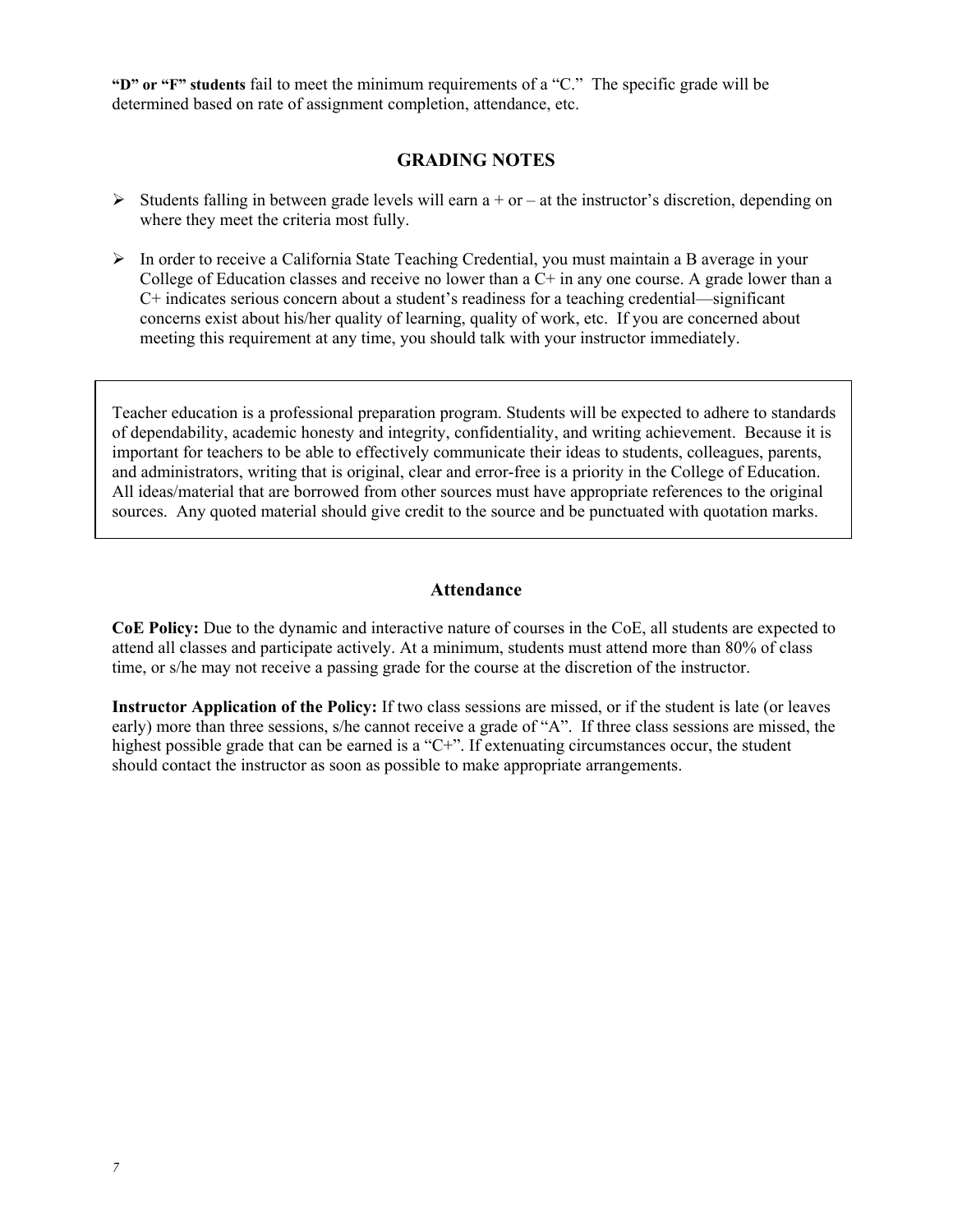**"D" or "F" students** fail to meet the minimum requirements of a "C." The specific grade will be determined based on rate of assignment completion, attendance, etc.

## GRADING NOTES

- Students falling in between grade levels will earn a + or – at the instructor's discretion, depending on where they meet the criteria most fully.
- In order to receive a California State Teaching Credential, you must maintain a B average in your College of Education classes and receive no lower than a C+ in any one course. A grade lower than a C+ indicates serious concern about a student's readiness for a teaching credential—significant concerns exist about his/her quality of learning, quality of work, etc. If you are concerned about meeting this requirement at any time, you should talk with your instructor immediately.

Teacher education is a professional preparation program. Students will be expected to adhere to standards of dependability, academic honesty and integrity, confidentiality, and writing achievement. Because it is important for teachers to be able to effectively communicate their ideas to students, colleagues, parents, and administrators, writing that is original, clear and error-free is a priority in the College of Education. All ideas/material that are borrowed from other sources must have appropriate references to the original sources. Any quoted material should give credit to the source and be punctuated with quotation marks.

## Attendance

**CoE Policy:** Due to the dynamic and interactive nature of courses in the CoE, all students are expected to attend all classes and participate actively. At a minimum, students must attend more than 80% of class time, or s/he may not receive a passing grade for the course at the discretion of the instructor.

**Instructor Application of the Policy:** If two class sessions are missed, or if the student is late (or leaves early) more than three sessions, s/he cannot receive a grade of "A". If three class sessions are missed, the highest possible grade that can be earned is a "C+". If extenuating circumstances occur, the student should contact the instructor as soon as possible to make appropriate arrangements.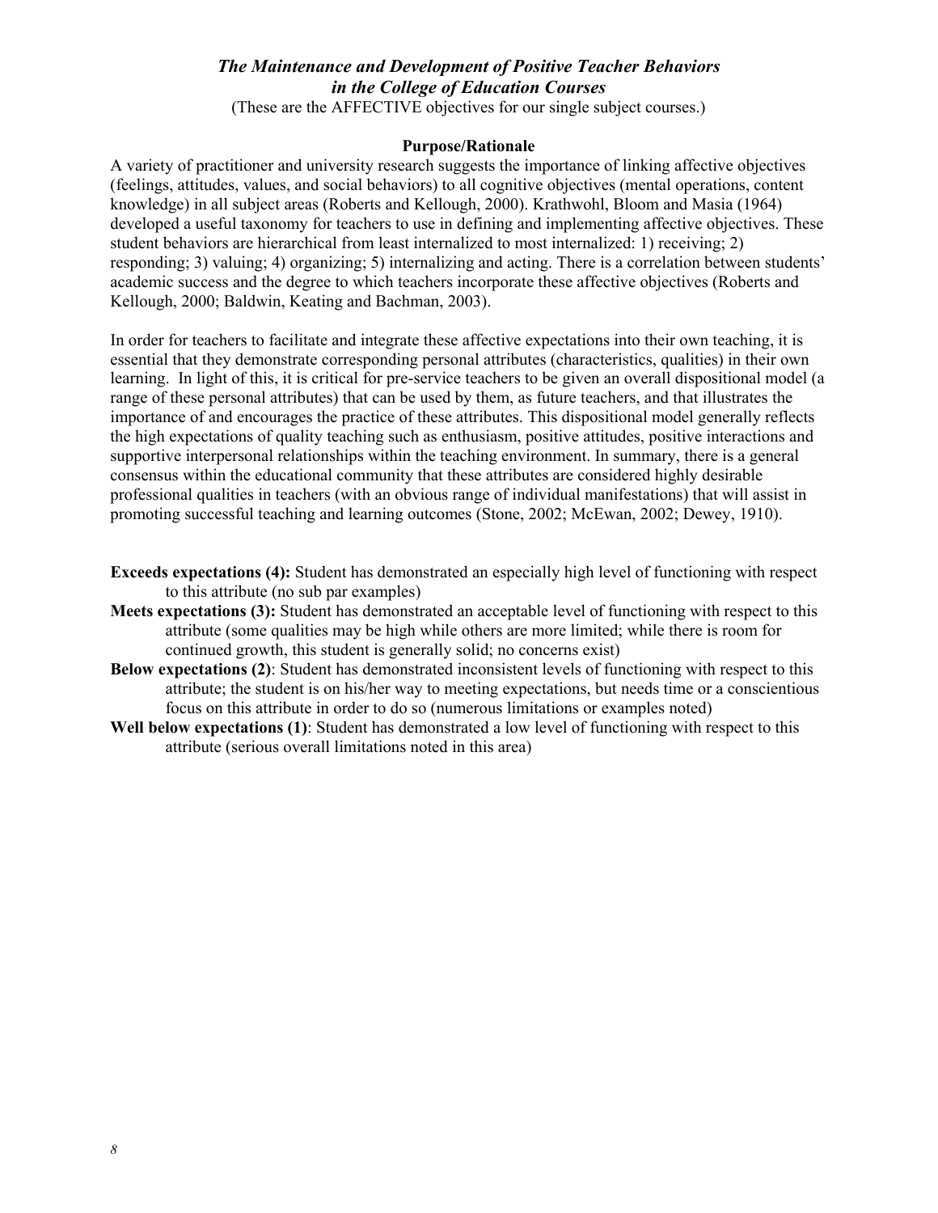## *The Maintenance and Development of Positive Teacher Behaviors in the College of Education Courses*

(These are the AFFECTIVE objectives for our single subject courses.)

### Purpose/Rationale

A variety of practitioner and university research suggests the importance of linking affective objectives (feelings, attitudes, values, and social behaviors) to all cognitive objectives (mental operations, content knowledge) in all subject areas (Roberts and Kellough, 2000). Krathwohl, Bloom and Masia (1964) developed a useful taxonomy for teachers to use in defining and implementing affective objectives. These student behaviors are hierarchical from least internalized to most internalized: 1) receiving; 2) responding; 3) valuing; 4) organizing; 5) internalizing and acting. There is a correlation between students' academic success and the degree to which teachers incorporate these affective objectives (Roberts and Kellough, 2000; Baldwin, Keating and Bachman, 2003).

In order for teachers to facilitate and integrate these affective expectations into their own teaching, it is essential that they demonstrate corresponding personal attributes (characteristics, qualities) in their own learning. In light of this, it is critical for pre-service teachers to be given an overall dispositional model (a range of these personal attributes) that can be used by them, as future teachers, and that illustrates the importance of and encourages the practice of these attributes. This dispositional model generally reflects the high expectations of quality teaching such as enthusiasm, positive attitudes, positive interactions and supportive interpersonal relationships within the teaching environment. In summary, there is a general consensus within the educational community that these attributes are considered highly desirable professional qualities in teachers (with an obvious range of individual manifestations) that will assist in promoting successful teaching and learning outcomes (Stone, 2002; McEwan, 2002; Dewey, 1910).

**Exceeds expectations (4):** Student has demonstrated an especially high level of functioning with respect to this attribute (no sub par examples)

**Meets expectations (3):** Student has demonstrated an acceptable level of functioning with respect to this attribute (some qualities may be high while others are more limited; while there is room for continued growth, this student is generally solid; no concerns exist)

**Below expectations (2)**: Student has demonstrated inconsistent levels of functioning with respect to this attribute; the student is on his/her way to meeting expectations, but needs time or a conscientious focus on this attribute in order to do so (numerous limitations or examples noted)

**Well below expectations (1)**: Student has demonstrated a low level of functioning with respect to this attribute (serious overall limitations noted in this area)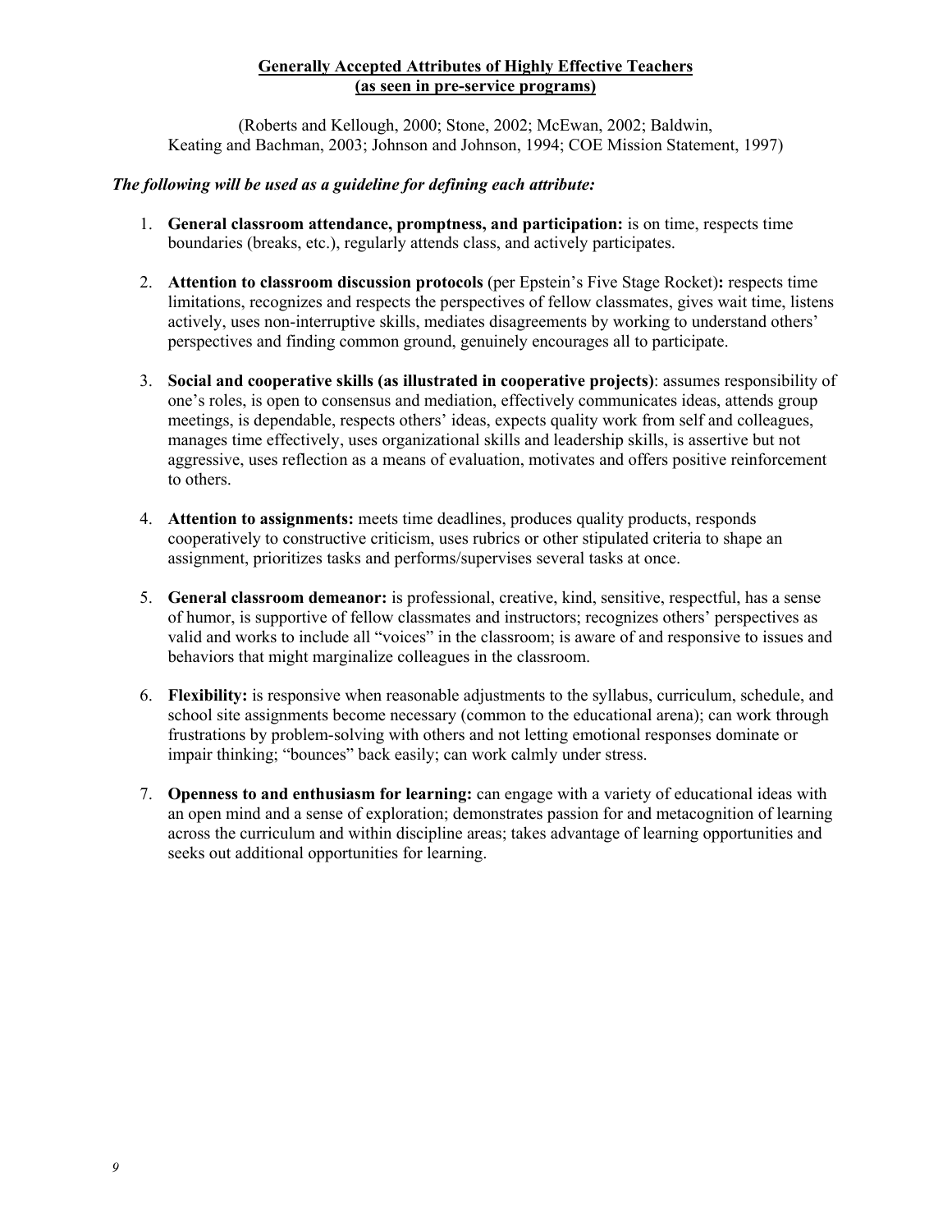## Generally Accepted Attributes of Highly Effective Teachers (as seen in pre-service programs)

(Roberts and Kellough, 2000; Stone, 2002; McEwan, 2002; Baldwin, Keating and Bachman, 2003; Johnson and Johnson, 1994; COE Mission Statement, 1997)

***The following will be used as a guideline for defining each attribute:***

1. **General classroom attendance, promptness, and participation:** is on time, respects time boundaries (breaks, etc.), regularly attends class, and actively participates.

2. **Attention to classroom discussion protocols** (per Epstein's Five Stage Rocket)**:** respects time limitations, recognizes and respects the perspectives of fellow classmates, gives wait time, listens actively, uses non-interruptive skills, mediates disagreements by working to understand others' perspectives and finding common ground, genuinely encourages all to participate.

3. **Social and cooperative skills (as illustrated in cooperative projects)**: assumes responsibility of one's roles, is open to consensus and mediation, effectively communicates ideas, attends group meetings, is dependable, respects others' ideas, expects quality work from self and colleagues, manages time effectively, uses organizational skills and leadership skills, is assertive but not aggressive, uses reflection as a means of evaluation, motivates and offers positive reinforcement to others.

4. **Attention to assignments:** meets time deadlines, produces quality products, responds cooperatively to constructive criticism, uses rubrics or other stipulated criteria to shape an assignment, prioritizes tasks and performs/supervises several tasks at once.

5. **General classroom demeanor:** is professional, creative, kind, sensitive, respectful, has a sense of humor, is supportive of fellow classmates and instructors; recognizes others' perspectives as valid and works to include all "voices" in the classroom; is aware of and responsive to issues and behaviors that might marginalize colleagues in the classroom.

6. **Flexibility:** is responsive when reasonable adjustments to the syllabus, curriculum, schedule, and school site assignments become necessary (common to the educational arena); can work through frustrations by problem-solving with others and not letting emotional responses dominate or impair thinking; "bounces" back easily; can work calmly under stress.

7. **Openness to and enthusiasm for learning:** can engage with a variety of educational ideas with an open mind and a sense of exploration; demonstrates passion for and metacognition of learning across the curriculum and within discipline areas; takes advantage of learning opportunities and seeks out additional opportunities for learning.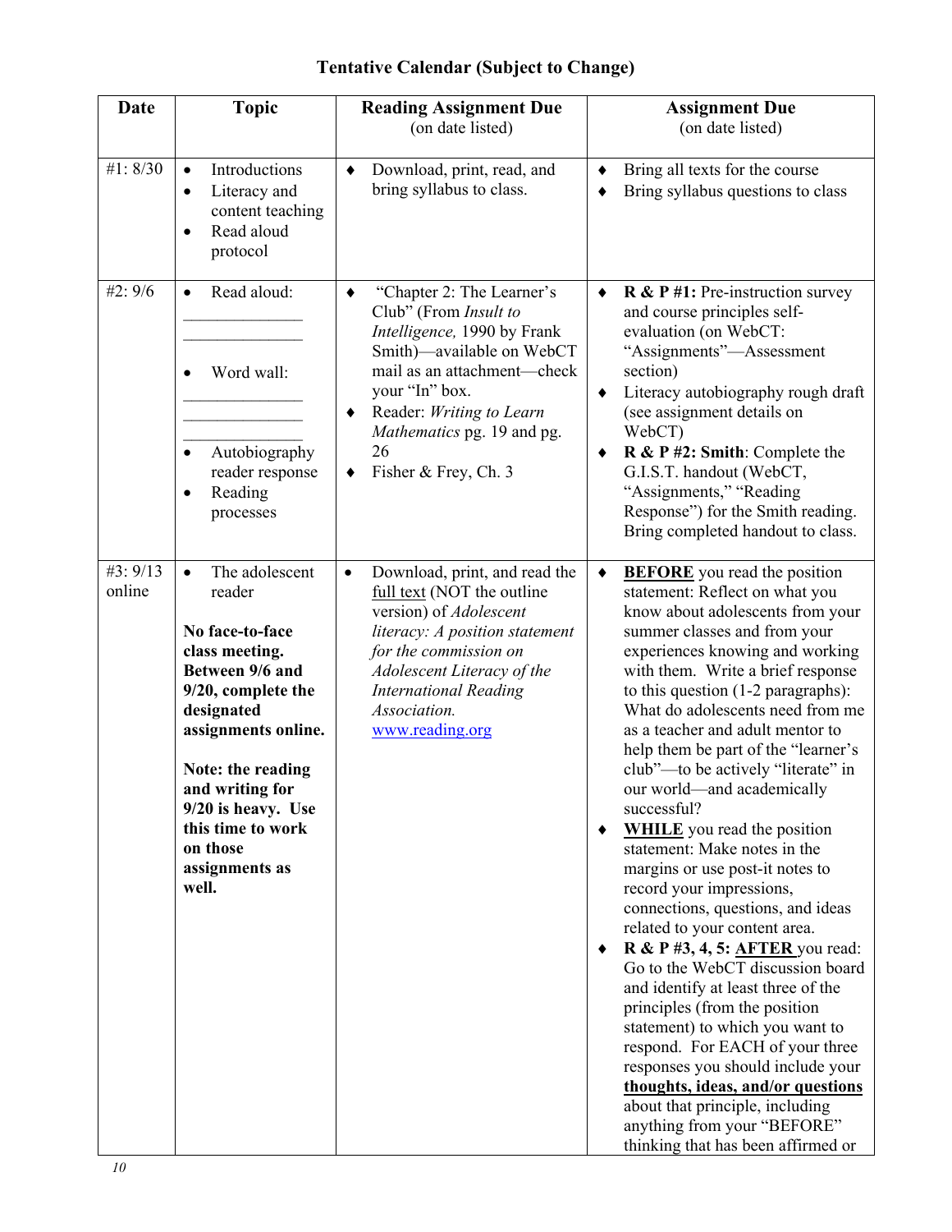# Tentative Calendar (Subject to Change)

| Date | Topic | Reading Assignment Due (on date listed) | Assignment Due (on date listed) |
|---|---|---|---|
| #1: 8/30 | • Introductions<br>• Literacy and content teaching<br>• Read aloud protocol | ♦ Download, print, read, and bring syllabus to class. | ♦ Bring all texts for the course<br>♦ Bring syllabus questions to class |
| #2: 9/6 | • Read aloud: ______________ ______________<br>• Word wall: ______________ ______________ ______________<br>• Autobiography reader response<br>• Reading processes | ♦ "Chapter 2: The Learner's Club" (From *Insult to Intelligence,* 1990 by Frank Smith)—available on WebCT mail as an attachment—check your "In" box.<br>♦ Reader: *Writing to Learn Mathematics* pg. 19 and pg. 26<br>♦ Fisher & Frey, Ch. 3 | ♦ **R & P #1:** Pre-instruction survey and course principles self-evaluation (on WebCT: "Assignments"—Assessment section)<br>♦ Literacy autobiography rough draft (see assignment details on WebCT)<br>♦ **R & P #2: Smith**: Complete the G.I.S.T. handout (WebCT, "Assignments," "Reading Response") for the Smith reading. Bring completed handout to class. |
| #3: 9/13 online | • The adolescent reader<br><br>**No face-to-face class meeting. Between 9/6 and 9/20, complete the designated assignments online.**<br><br>**Note: the reading and writing for 9/20 is heavy. Use this time to work on those assignments as well.** | • Download, print, and read the full text (NOT the outline version) of *Adolescent literacy: A position statement for the commission on Adolescent Literacy of the International Reading Association.* www.reading.org | ♦ **BEFORE** you read the position statement: Reflect on what you know about adolescents from your summer classes and from your experiences knowing and working with them. Write a brief response to this question (1-2 paragraphs): What do adolescents need from me as a teacher and adult mentor to help them be part of the "learner's club"—to be actively "literate" in our world—and academically successful?<br>♦ **WHILE** you read the position statement: Make notes in the margins or use post-it notes to record your impressions, connections, questions, and ideas related to your content area.<br>♦ **R & P #3, 4, 5: AFTER** you read: Go to the WebCT discussion board and identify at least three of the principles (from the position statement) to which you want to respond. For EACH of your three responses you should include your **thoughts, ideas, and/or questions** about that principle, including anything from your "BEFORE" thinking that has been affirmed or |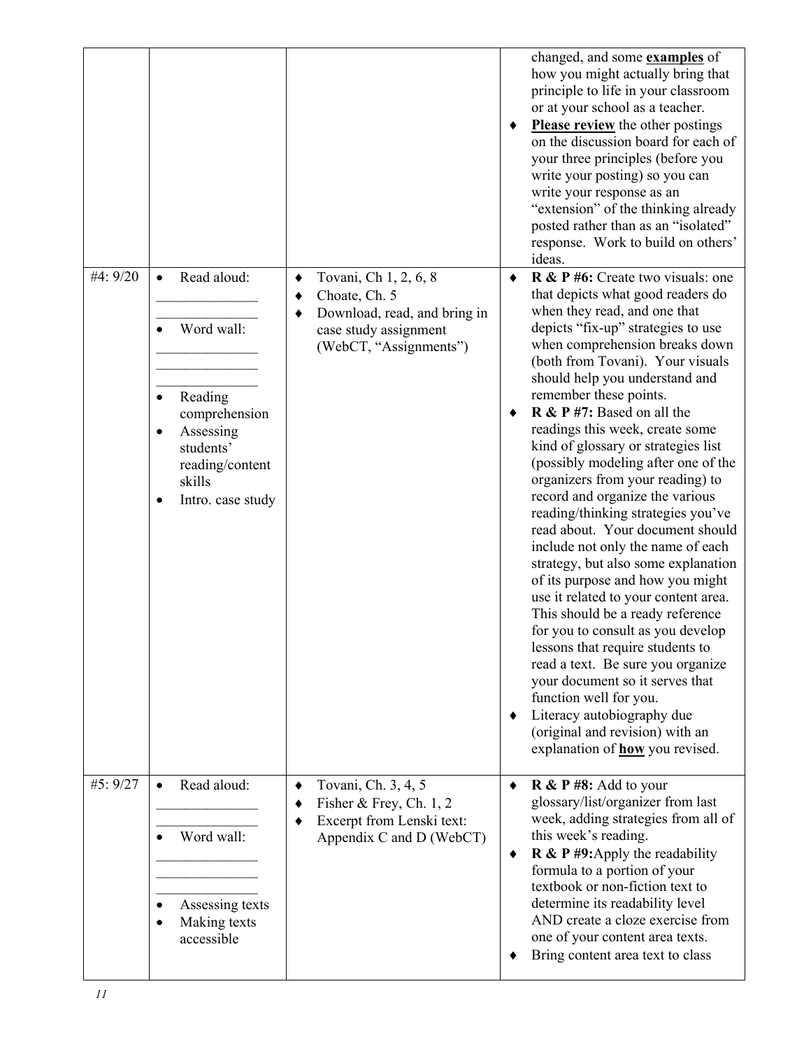| | | | |
|---|---|---|---|
| | | | changed, and some **examples** of how you might actually bring that principle to life in your classroom or at your school as a teacher.<br>♦ **Please review** the other postings on the discussion board for each of your three principles (before you write your posting) so you can write your response as an "extension" of the thinking already posted rather than as an "isolated" response. Work to build on others' ideas. |
| #4: 9/20 | • Read aloud: ______________ ______________<br>• Word wall: ______________ ______________ ______________<br>• Reading comprehension<br>• Assessing students' reading/content skills<br>• Intro. case study | ♦ Tovani, Ch 1, 2, 6, 8<br>♦ Choate, Ch. 5<br>♦ Download, read, and bring in case study assignment (WebCT, "Assignments") | ♦ **R & P #6:** Create two visuals: one that depicts what good readers do when they read, and one that depicts "fix-up" strategies to use when comprehension breaks down (both from Tovani). Your visuals should help you understand and remember these points.<br>♦ **R & P #7:** Based on all the readings this week, create some kind of glossary or strategies list (possibly modeling after one of the organizers from your reading) to record and organize the various reading/thinking strategies you've read about. Your document should include not only the name of each strategy, but also some explanation of its purpose and how you might use it related to your content area. This should be a ready reference for you to consult as you develop lessons that require students to read a text. Be sure you organize your document so it serves that function well for you.<br>♦ Literacy autobiography due (original and revision) with an explanation of **how** you revised. |
| #5: 9/27 | • Read aloud: ______________ ______________<br>• Word wall: ______________ ______________ ______________<br>• Assessing texts<br>• Making texts accessible | ♦ Tovani, Ch. 3, 4, 5<br>♦ Fisher & Frey, Ch. 1, 2<br>♦ Excerpt from Lenski text: Appendix C and D (WebCT) | ♦ **R & P #8:** Add to your glossary/list/organizer from last week, adding strategies from all of this week's reading.<br>♦ **R & P #9:** Apply the readability formula to a portion of your textbook or non-fiction text to determine its readability level AND create a cloze exercise from one of your content area texts.<br>♦ Bring content area text to class |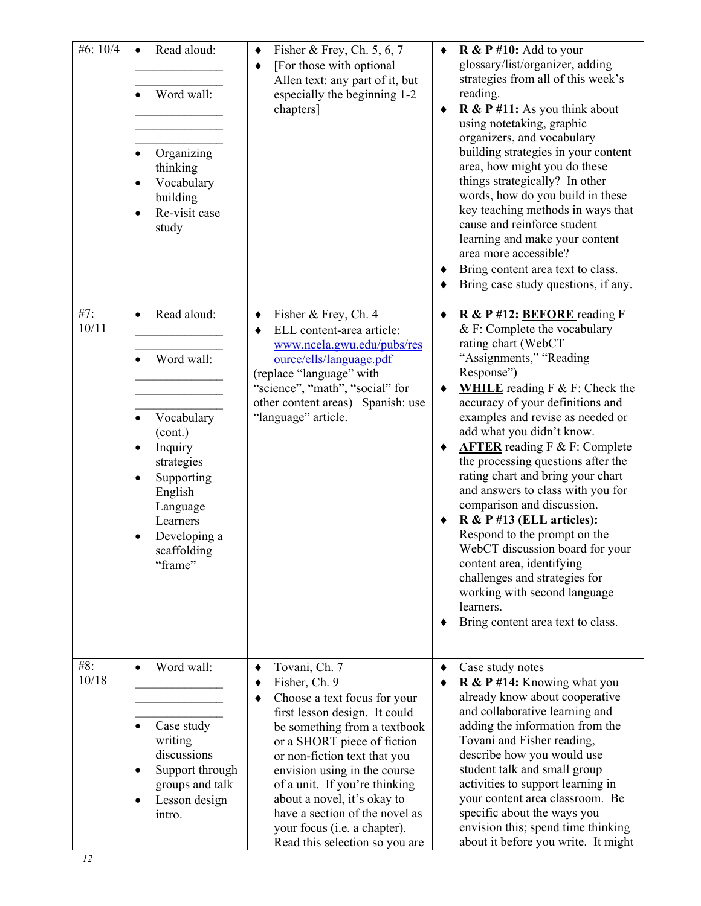| | | | |
|---|---|---|---|
| #6: 10/4 | • Read aloud: ______________ ______________<br>• Word wall: ______________ ______________ ______________<br>• Organizing thinking<br>• Vocabulary building<br>• Re-visit case study | ♦ Fisher & Frey, Ch. 5, 6, 7<br>♦ [For those with optional Allen text: any part of it, but especially the beginning 1-2 chapters] | ♦ **R & P #10:** Add to your glossary/list/organizer, adding strategies from all of this week's reading.<br>♦ **R & P #11:** As you think about using notetaking, graphic organizers, and vocabulary building strategies in your content area, how might you do these things strategically? In other words, how do you build in these key teaching methods in ways that cause and reinforce student learning and make your content area more accessible?<br>♦ Bring content area text to class.<br>♦ Bring case study questions, if any. |
| #7: 10/11 | • Read aloud: ______________ ______________<br>• Word wall: ______________ ______________ ______________<br>• Vocabulary (cont.)<br>• Inquiry strategies<br>• Supporting English Language Learners<br>• Developing a scaffolding "frame" | ♦ Fisher & Frey, Ch. 4<br>♦ ELL content-area article: www.ncela.gwu.edu/pubs/resource/ells/language.pdf<br>(replace "language" with "science", "math", "social" for other content areas) Spanish: use "language" article. | ♦ **R & P #12: <u>BEFORE</u>** reading F & F: Complete the vocabulary rating chart (WebCT "Assignments," "Reading Response")<br>♦ **<u>WHILE</u>** reading F & F: Check the accuracy of your definitions and examples and revise as needed or add what you didn't know.<br>♦ **<u>AFTER</u>** reading F & F: Complete the processing questions after the rating chart and bring your chart and answers to class with you for comparison and discussion.<br>♦ **R & P #13 (ELL articles):** Respond to the prompt on the WebCT discussion board for your content area, identifying challenges and strategies for working with second language learners.<br>♦ Bring content area text to class. |
| #8: 10/18 | • Word wall: ______________ ______________ ______________<br>• Case study writing discussions<br>• Support through groups and talk<br>• Lesson design intro. | ♦ Tovani, Ch. 7<br>♦ Fisher, Ch. 9<br>♦ Choose a text focus for your first lesson design. It could be something from a textbook or a SHORT piece of fiction or non-fiction text that you envision using in the course of a unit. If you're thinking about a novel, it's okay to have a section of the novel as your focus (i.e. a chapter). Read this selection so you are | ♦ Case study notes<br>♦ **R & P #14:** Knowing what you already know about cooperative and collaborative learning and adding the information from the Tovani and Fisher reading, describe how you would use student talk and small group activities to support learning in your content area classroom. Be specific about the ways you envision this; spend time thinking about it before you write. It might |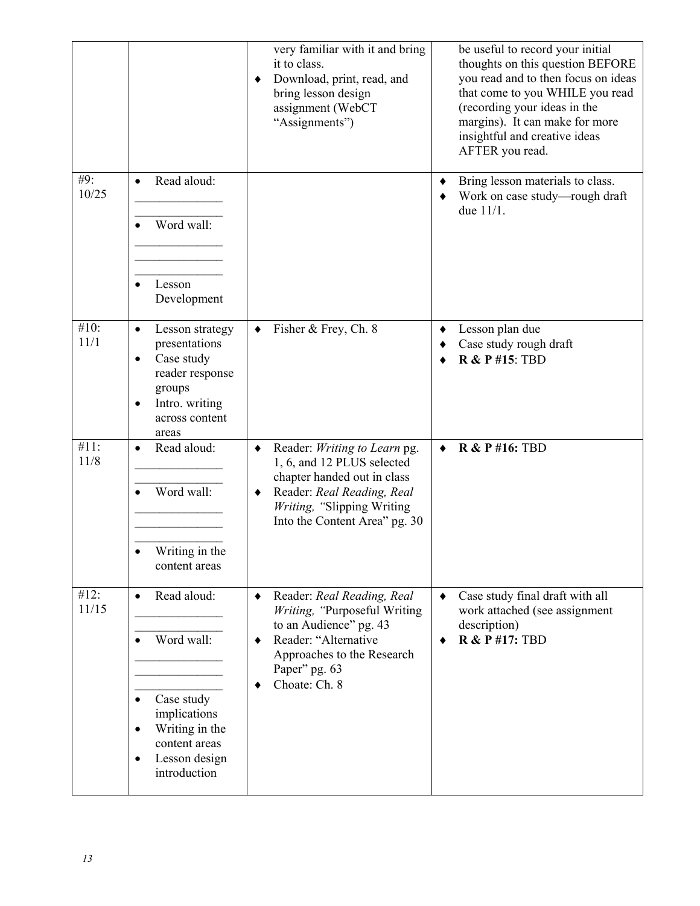| | | | |
|---|---|---|---|
| | | ♦ very familiar with it and bring it to class.<br>♦ Download, print, read, and bring lesson design assignment (WebCT "Assignments") | be useful to record your initial thoughts on this question BEFORE you read and to then focus on ideas that come to you WHILE you read (recording your ideas in the margins). It can make for more insightful and creative ideas AFTER you read. |
| #9: 10/25 | • Read aloud: ______________ ______________<br>• Word wall: ______________ ______________ ______________<br>• Lesson Development | | ♦ Bring lesson materials to class.<br>♦ Work on case study—rough draft due 11/1. |
| #10: 11/1 | • Lesson strategy presentations<br>• Case study reader response groups<br>• Intro. writing across content areas | ♦ Fisher & Frey, Ch. 8 | ♦ Lesson plan due<br>♦ Case study rough draft<br>♦ **R & P #15**: TBD |
| #11: 11/8 | • Read aloud: ______________ ______________<br>• Word wall: ______________ ______________ ______________<br>• Writing in the content areas | ♦ Reader: *Writing to Learn* pg. 1, 6, and 12 PLUS selected chapter handed out in class<br>♦ Reader: *Real Reading, Real Writing, "*Slipping Writing Into the Content Area" pg. 30 | ♦ **R & P #16:** TBD |
| #12: 11/15 | • Read aloud: ______________ ______________<br>• Word wall: ______________ ______________ ______________<br>• Case study implications<br>• Writing in the content areas<br>• Lesson design introduction | ♦ Reader: *Real Reading, Real Writing, "*Purposeful Writing to an Audience" pg. 43<br>♦ Reader: "Alternative Approaches to the Research Paper" pg. 63<br>♦ Choate: Ch. 8 | ♦ Case study final draft with all work attached (see assignment description)<br>♦ **R & P #17:** TBD |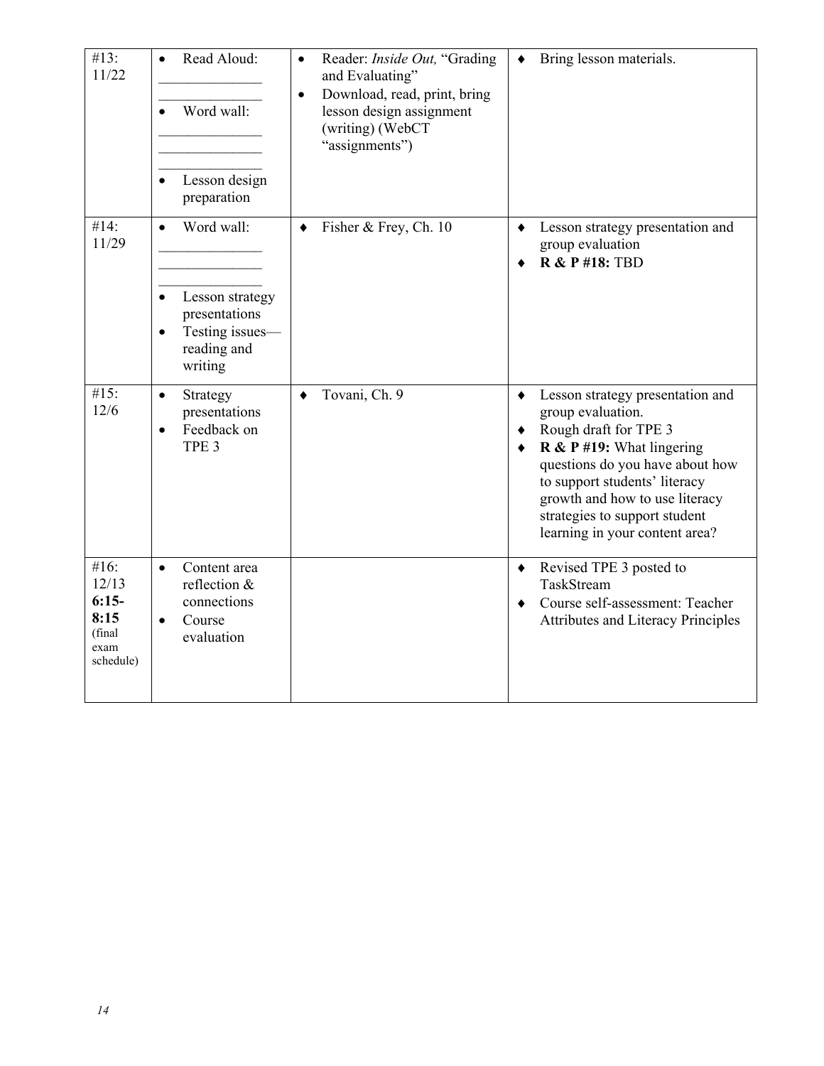| | | | |
|---|---|---|---|
| #13: 11/22 | • Read Aloud: ______________ ______________<br>• Word wall: ______________ ______________ ______________<br>• Lesson design preparation | • Reader: *Inside Out,* "Grading and Evaluating"<br>• Download, read, print, bring lesson design assignment (writing) (WebCT "assignments") | ♦ Bring lesson materials. |
| #14: 11/29 | • Word wall: ______________ ______________ ______________<br>• Lesson strategy presentations<br>• Testing issues—reading and writing | ♦ Fisher & Frey, Ch. 10 | ♦ Lesson strategy presentation and group evaluation<br>♦ **R & P #18:** TBD |
| #15: 12/6 | • Strategy presentations<br>• Feedback on TPE 3 | ♦ Tovani, Ch. 9 | ♦ Lesson strategy presentation and group evaluation.<br>♦ Rough draft for TPE 3<br>♦ **R & P #19:** What lingering questions do you have about how to support students' literacy growth and how to use literacy strategies to support student learning in your content area? |
| #16: 12/13 **6:15-8:15** (final exam schedule) | • Content area reflection & connections<br>• Course evaluation | | ♦ Revised TPE 3 posted to TaskStream<br>♦ Course self-assessment: Teacher Attributes and Literacy Principles |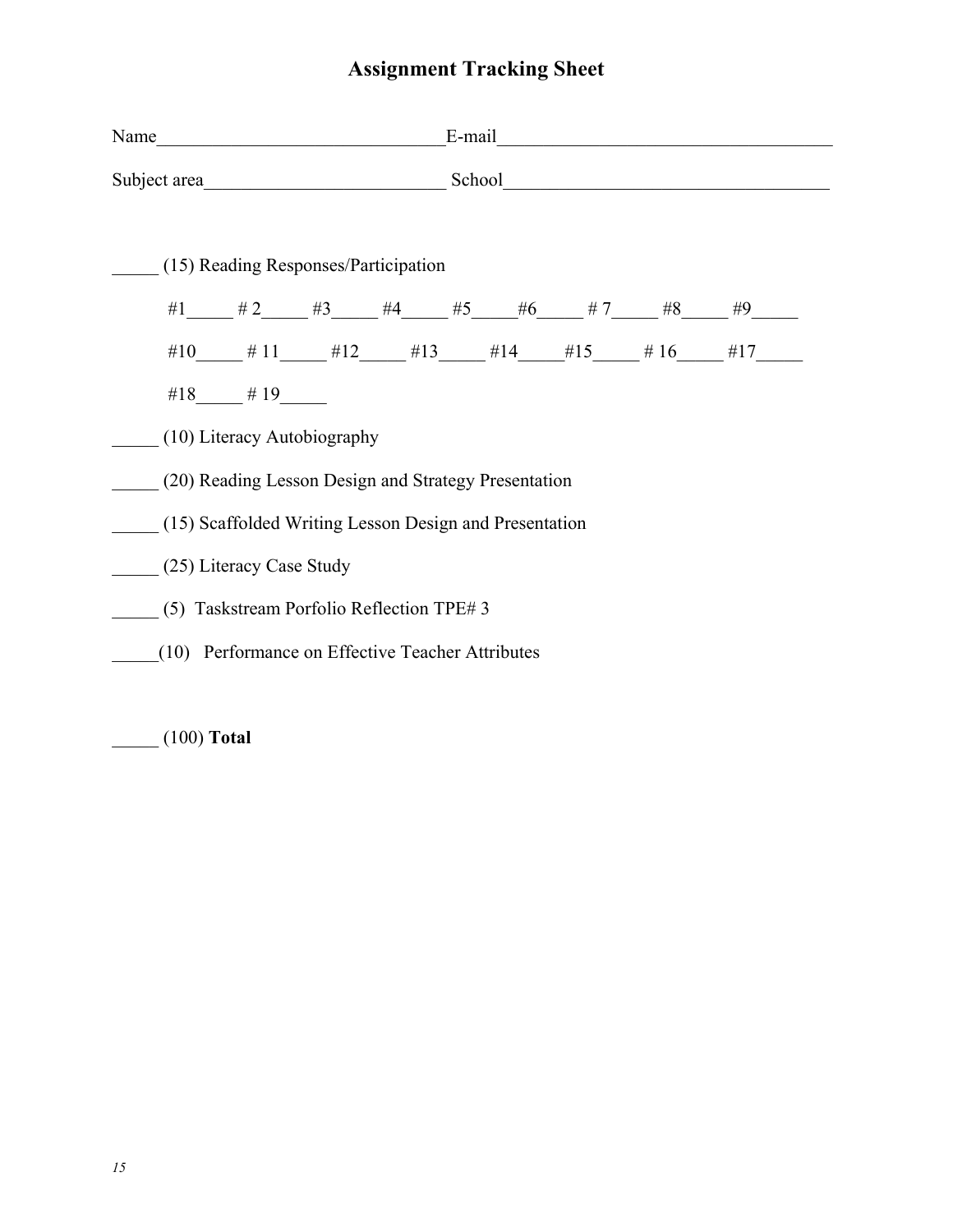# Assignment Tracking Sheet

Name_______________________________E-mail____________________________________

Subject area__________________________ School___________________________________

_____ (15) Reading Responses/Participation

#1_____ # 2_____ #3_____ #4_____ #5_____#6_____ # 7_____ #8_____ #9_____

#10_____ # 11_____ #12_____ #13_____ #14_____#15_____ # 16_____ #17_____

#18_____ # 19_____

_____ (10) Literacy Autobiography

_____ (20) Reading Lesson Design and Strategy Presentation

_____ (15) Scaffolded Writing Lesson Design and Presentation

_____ (25) Literacy Case Study

_____ (5) Taskstream Porfolio Reflection TPE# 3

_____(10) Performance on Effective Teacher Attributes

_____ (100) **Total**